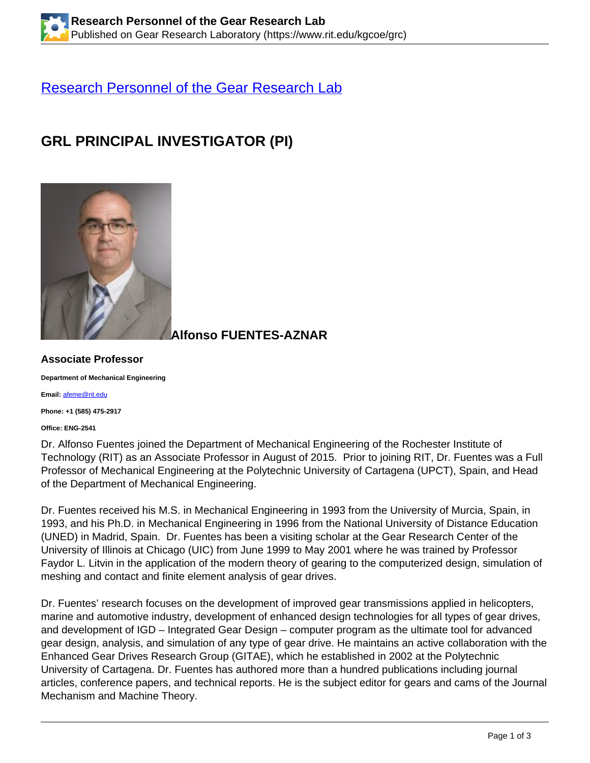[Research Personnel of the Gear Research Lab](https://www.rit.edu/kgcoe/grc)

## GRL PRINCIPAL INVESTIGATOR (PI)

### Alfonso FUENTES-AZNAR

#### Associate Professor

**Department of Mechanical Engineering**

**Email:** [afeme@rit.edu](mailto:afeme@rit.edu)

**Phone: +1 (585) 475-2917**

**Office: ENG-2541**

Dr. Alfonso Fuentes joined the Department of Mechanical Engineering of the Rochester Institute of Technology (RIT) as an Associate Professor in August of 2015. Prior to joining RIT, Dr. Fuentes was a Full Professor of Mechanical Engineering at the Polytechnic University of Cartagena (UPCT), Spain, and Head of the Department of Mechanical Engineering.

Dr. Fuentes received his M.S. in Mechanical Engineering in 1993 from the University of Murcia, Spain, in 1993, and his Ph.D. in Mechanical Engineering in 1996 from the National University of Distance Education (UNED) in Madrid, Spain. Dr. Fuentes has been a visiting scholar at the Gear Research Center of the University of Illinois at Chicago (UIC) from June 1999 to May 2001 where he was trained by Professor Faydor L. Litvin in the application of the modern theory of gearing to the computerized design, simulation of meshing and contact and finite element analysis of gear drives.

Dr. Fuentes' research focuses on the development of improved gear transmissions applied in helicopters, marine and automotive industry, development of enhanced design technologies for all types of gear drives, and development of IGD – Integrated Gear Design – computer program as the ultimate tool for advanced gear design, analysis, and simulation of any type of gear drive. He maintains an active collaboration with the Enhanced Gear Drives Research Group (GITAE), which he established in 2002 at the Polytechnic University of Cartagena. Dr. Fuentes has authored more than a hundred publications including journal articles, conference papers, and technical reports. He is the subject editor for gears and cams of the Journal Mechanism and Machine Theory.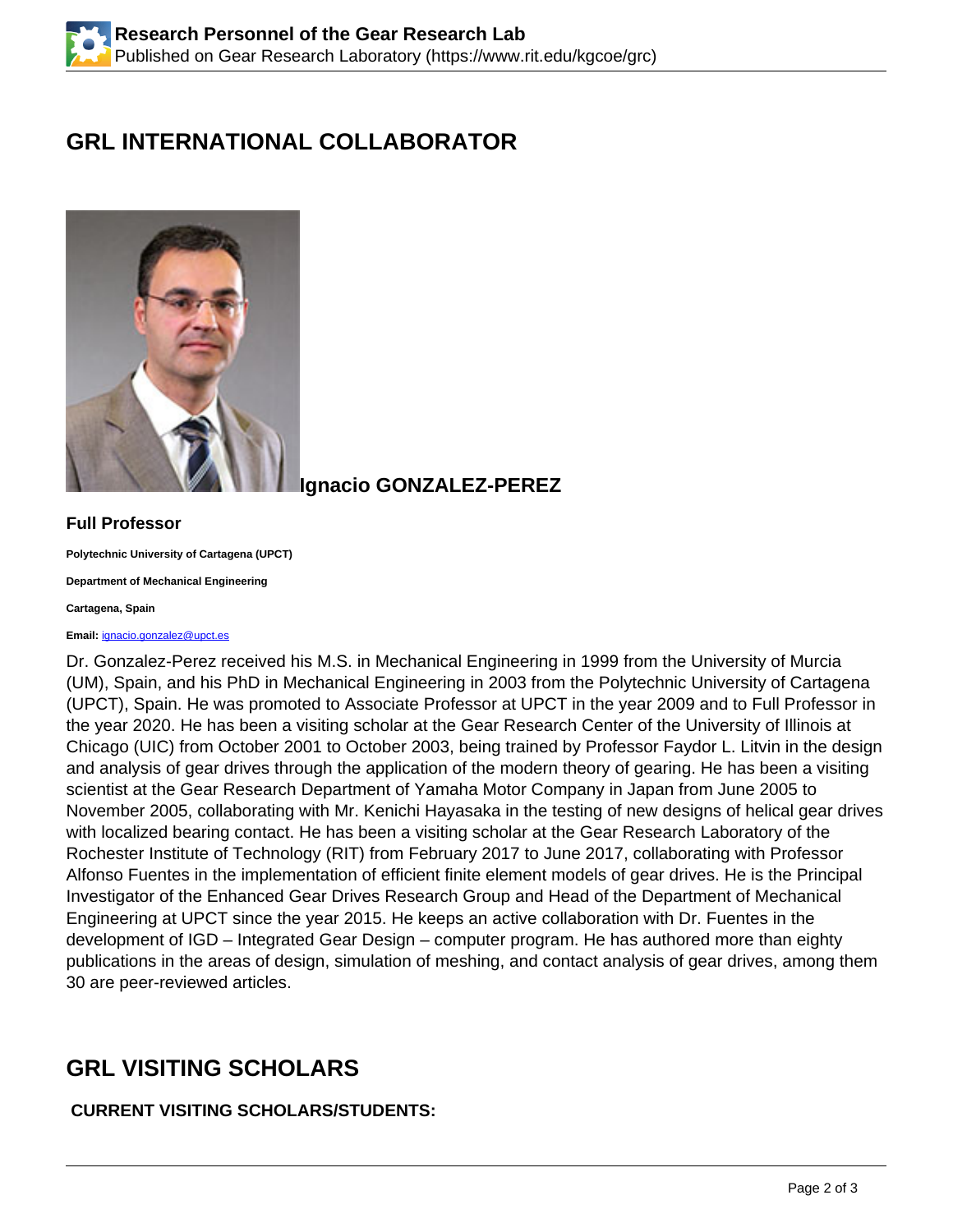## GRL INTERNATIONAL COLLABORATOR

**Ignacio GONZALEZ-PEREZ**

### Full Professor

**Polytechnic University of Cartagena (UPCT)**

**Department of Mechanical Engineering**

**Cartagena, Spain**

**Email:** ignacio.gonzalez@upct.es

Dr. Gonzalez-Perez received his M.S. in Mechanical Engineering in 1999 from the University of Murcia (UM), Spain, and his PhD in Mechanical Engineering in 2003 from the Polytechnic University of Cartagena (UPCT), Spain. He was promoted to Associate Professor at UPCT in the year 2009 and to Full Professor in the year 2020. He has been a visiting scholar at the Gear Research Center of the University of Illinois at Chicago (UIC) from October 2001 to October 2003, being trained by Professor Faydor L. Litvin in the design and analysis of gear drives through the application of the modern theory of gearing. He has been a visiting scientist at the Gear Research Department of Yamaha Motor Company in Japan from June 2005 to November 2005, collaborating with Mr. Kenichi Hayasaka in the testing of new designs of helical gear drives with localized bearing contact. He has been a visiting scholar at the Gear Research Laboratory of the Rochester Institute of Technology (RIT) from February 2017 to June 2017, collaborating with Professor Alfonso Fuentes in the implementation of efficient finite element models of gear drives. He is the Principal Investigator of the Enhanced Gear Drives Research Group and Head of the Department of Mechanical Engineering at UPCT since the year 2015. He keeps an active collaboration with Dr. Fuentes in the development of IGD – Integrated Gear Design – computer program. He has authored more than eighty publications in the areas of design, simulation of meshing, and contact analysis of gear drives, among them 30 are peer-reviewed articles.

## GRL VISITING SCHOLARS

**CURRENT VISITING SCHOLARS/STUDENTS:**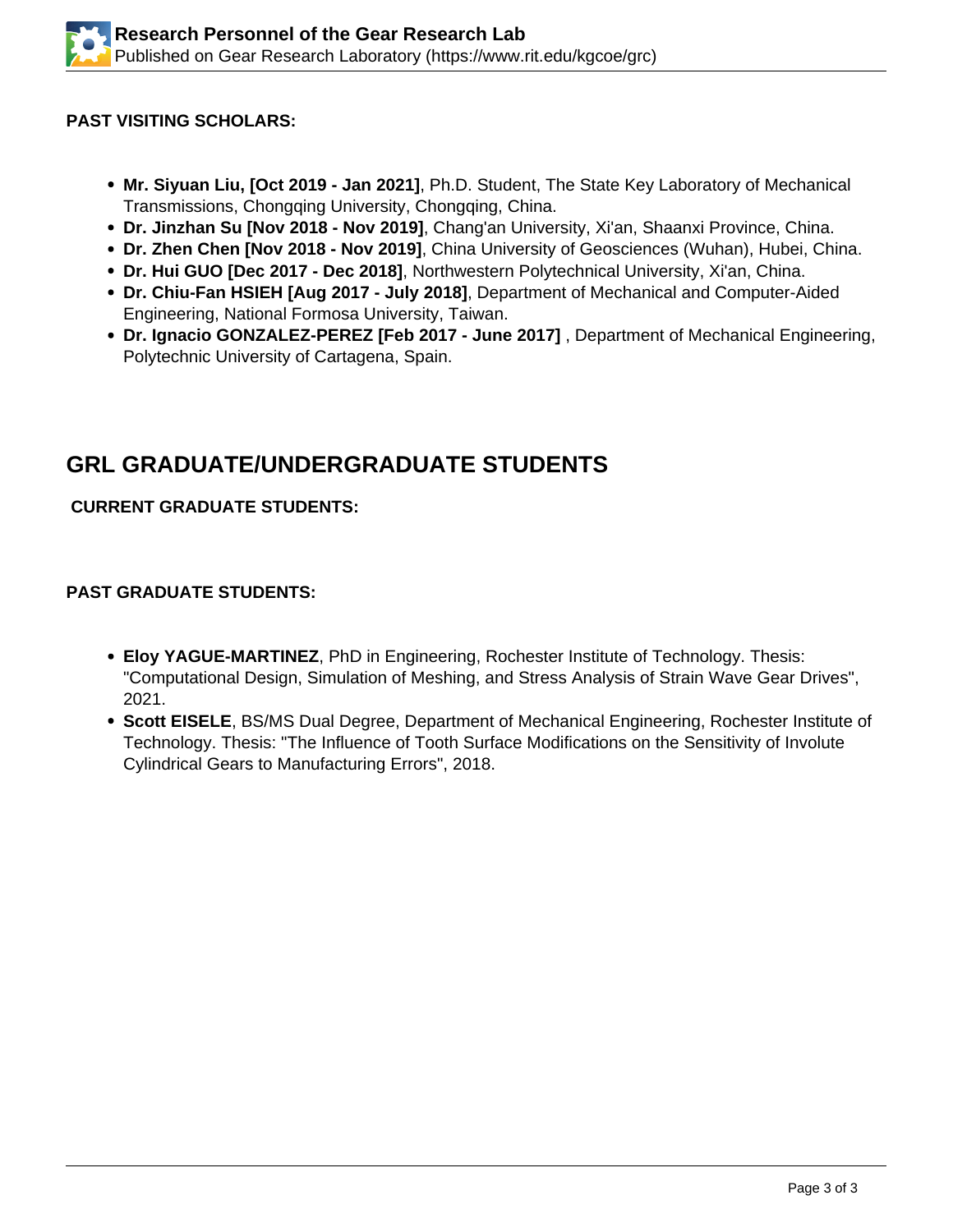**PAST VISITING SCHOLARS:**

- **Mr. Siyuan Liu, [Oct 2019 - Jan 2021]**, Ph.D. Student, The State Key Laboratory of Mechanical Transmissions, Chongqing University, Chongqing, China.
- **Dr. Jinzhan Su [Nov 2018 - Nov 2019]**, Chang'an University, Xi'an, Shaanxi Province, China.
- **Dr. Zhen Chen [Nov 2018 - Nov 2019]**, China University of Geosciences (Wuhan), Hubei, China.
- **Dr. Hui GUO [Dec 2017 - Dec 2018]**, Northwestern Polytechnical University, Xi'an, China.
- **Dr. Chiu-Fan HSIEH [Aug 2017 - July 2018]**, Department of Mechanical and Computer-Aided Engineering, National Formosa University, Taiwan.
- **Dr. Ignacio GONZALEZ-PEREZ [Feb 2017 - June 2017]** , Department of Mechanical Engineering, Polytechnic University of Cartagena, Spain.

## GRL GRADUATE/UNDERGRADUATE STUDENTS

**CURRENT GRADUATE STUDENTS:**

**PAST GRADUATE STUDENTS:**

- **Eloy YAGUE-MARTINEZ**, PhD in Engineering, Rochester Institute of Technology. Thesis: "Computational Design, Simulation of Meshing, and Stress Analysis of Strain Wave Gear Drives", 2021.
- **Scott EISELE**, BS/MS Dual Degree, Department of Mechanical Engineering, Rochester Institute of Technology. Thesis: "The Influence of Tooth Surface Modifications on the Sensitivity of Involute Cylindrical Gears to Manufacturing Errors", 2018.